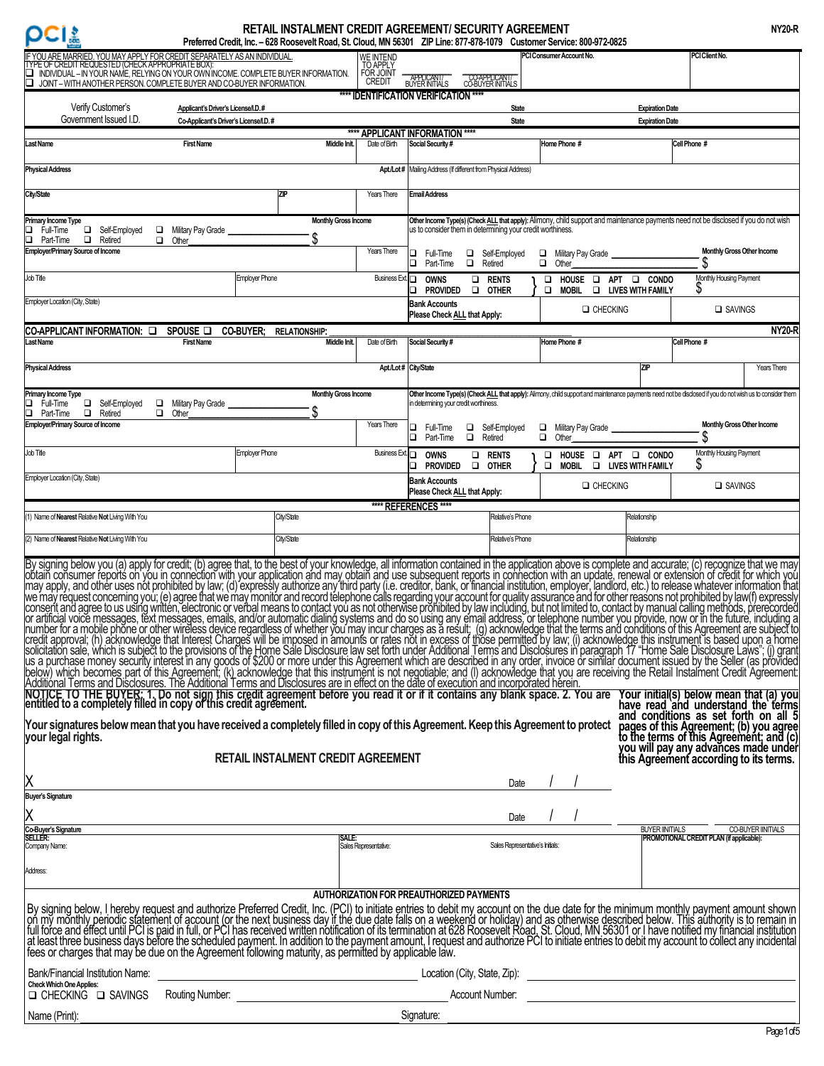# RETAIL INSTALMENT CREDIT AGREEMENT/ SECURITY AGREEMENT

**NY20-R**

Preferred Credit, Inc. – 628 Roosevelt Road, St. Cloud, MN 56301 ZIP Line: 877-878-1079 Customer Service: 800-972-0825

IF YOU ARE MARRIED, YOU MAY APPLY FOR CREDIT SEPARATELY AS AN INDIVIDUAL.
TYPE OF CREDIT REQUESTED (CHECK APPROPRIATE BOX):
❑ INDIVIDUAL – IN YOUR NAME, RELYING ON YOUR OWN INCOME. COMPLETE BUYER INFORMATION.
❑ JOINT – WITH ANOTHER PERSON. COMPLETE BUYER AND CO-BUYER INFORMATION.

WE INTEND TO APPLY FOR JOINT CREDIT ______ APPLICANT/ BUYER INITIALS ______ CO-APPLICANT/ CO-BUYER INITIALS

PCI Consumer Account No.

PCI Client No.

## **** IDENTIFICATION VERIFICATION ****

| Verify Customer's Government Issued I.D. | | | |
|---|---|---|---|
| Applicant's Driver's License/I.D.# | State | Expiration Date | |
| Co-Applicant's Driver's License/I.D.# | State | Expiration Date | |

## **** APPLICANT INFORMATION ****

| Last Name | First Name | Middle Init. | Date of Birth | Social Security # | Home Phone # | Cell Phone # |
|---|---|---|---|---|---|---|
| | | | | | | |

| Physical Address | Apt./Lot # | Mailing Address (If different from Physical Address) |
|---|---|---|
| | | |

| City/State | ZIP | Years There | Email Address |
|---|---|---|---|
| | | | |

**Primary Income Type**
❑ Full-Time ❑ Self-Employed ❑ Military Pay Grade ______
❑ Part-Time ❑ Retired ❑ Other ______

**Monthly Gross Income** $

**Other Income Type(s) (Check ALL that apply):** Alimony, child support and maintenance payments need not be disclosed if you do not wish us to consider them in determining your credit worthiness.
❑ Full-Time ❑ Self-Employed ❑ Military Pay Grade ______
❑ Part-Time ❑ Retired ❑ Other ______

**Monthly Gross Other Income** $

| Employer/Primary Source of Income | | Years There |
|---|---|---|
| Job Title | Employer Phone | Business Ext. |
| Employer Location (City, State) | | |

❑ OWNS ❑ RENTS ❑ PROVIDED ❑ OTHER } ❑ HOUSE ❑ APT ❑ CONDO ❑ MOBIL ❑ LIVES WITH FAMILY

Monthly Housing Payment $

**Bank Accounts Please Check ALL that Apply:** ❑ CHECKING ❑ SAVINGS

## CO-APPLICANT INFORMATION: ❑ SPOUSE ❑ CO-BUYER; RELATIONSHIP: ______ NY20-R

| Last Name | First Name | Middle Init. | Date of Birth | Social Security # | Home Phone # | Cell Phone # |
|---|---|---|---|---|---|---|
| | | | | | | |

| Physical Address | Apt./Lot # | City/State | ZIP | Years There |
|---|---|---|---|---|
| | | | | |

**Primary Income Type**
❑ Full-Time ❑ Self-Employed ❑ Military Pay Grade ______
❑ Part-Time ❑ Retired ❑ Other ______

**Monthly Gross Income** $

**Other Income Type(s) (Check ALL that apply):** Alimony, child support and maintenance payments need not be disclosed if you do not wish us to consider them in determining your credit worthiness.
❑ Full-Time ❑ Self-Employed ❑ Military Pay Grade ______
❑ Part-Time ❑ Retired ❑ Other ______

**Monthly Gross Other Income** $

| Employer/Primary Source of Income | | Years There |
|---|---|---|
| Job Title | Employer Phone | Business Ext. |
| Employer Location (City, State) | | |

❑ OWNS ❑ RENTS ❑ PROVIDED ❑ OTHER } ❑ HOUSE ❑ APT ❑ CONDO ❑ MOBIL ❑ LIVES WITH FAMILY

Monthly Housing Payment $

**Bank Accounts Please Check ALL that Apply:** ❑ CHECKING ❑ SAVINGS

## **** REFERENCES ****

| Name of **Nearest** Relative **Not** Living With You | City/State | Relative's Phone | Relationship |
|---|---|---|---|
| (1) | | | |
| (2) | | | |

By signing below you (a) apply for credit; (b) agree that, to the best of your knowledge, all information contained in the application above is complete and accurate; (c) recognize that we may obtain consumer reports on you in connection with your application and may obtain and use subsequent reports in connection with an update, renewal or extension of credit for which you may apply, and other uses not prohibited by law; (d) expressly authorize any third party (i.e. creditor, bank, or financial institution, employer, landlord, etc.) to release whatever information that we may request concerning you; (e) agree that we may monitor and record telephone calls regarding your account for quality assurance and for other reasons not prohibited by law(f) expressly consent and agree to us using written, electronic or verbal means to contact you as not otherwise prohibited by law including, but not limited to, contact by manual calling methods, prerecorded or artificial voice messages, text messages, emails, and/or automatic dialing systems and do so using any email address, or telephone number you provide, now or in the future, including a number for a mobile phone or other wireless device regardless of whether you may incur charges as a result; (g) acknowledge that the terms and conditions of this Agreement are subject to credit approval; (h) acknowledge that Interest Charges will be imposed in amounts or rates not in excess of those permitted by law; (i) acknowledge this instrument is based upon a home solicitation sale, which is subject to the provisions of the Home Sale Disclosure law set forth under Additional Terms and Disclosures in paragraph 17 "Home Sale Disclosure Laws"; (j) grant us a purchase money security interest in any goods of $200 or more under this Agreement which are described in any order, invoice or similar document issued by the Seller (as provided below) which becomes part of this Agreement; (k) acknowledge that this instrument is not negotiable; and (l) acknowledge that you are receiving the Retail Instalment Credit Agreement: Additional Terms and Disclosures. The Additional Terms and Disclosures are in effect on the date of execution and incorporated herein.

**NOTICE TO THE BUYER: 1. Do not sign this credit agreement before you read it or if it contains any blank space. 2. You are entitled to a completely filled in copy of this credit agreement.**

**Your signatures below mean that you have received a completely filled in copy of this Agreement. Keep this Agreement to protect your legal rights.**

**Your initial(s) below mean that (a) you have read and understand the terms and conditions as set forth on all 5 pages of this Agreement; (b) you agree to the terms of this Agreement; and (c) you will pay any advances made under this Agreement according to its terms.**

### RETAIL INSTALMENT CREDIT AGREEMENT

X ______________________ Date / /
**Buyer's Signature**

X ______________________ Date / /
**Co-Buyer's Signature**

BUYER INITIALS ______ CO-BUYER INITIALS ______

**SELLER:**
Company Name:

Address:

**SALE:**
Sales Representative: Sales Representative's Initials:

**PROMOTIONAL CREDIT PLAN (if applicable):**

### AUTHORIZATION FOR PREAUTHORIZED PAYMENTS

By signing below, I hereby request and authorize Preferred Credit, Inc. (PCI) to initiate entries to debit my account on the due date for the minimum monthly payment amount shown on my monthly periodic statement of account (or the next business day if the due date falls on a weekend or holiday) and as otherwise described below. This authority is to remain in full force and effect until PCI is paid in full, or PCI has received written notification of its termination at 628 Roosevelt Road, St. Cloud, MN 56301 or I have notified my financial institution at least three business days before the scheduled payment. In addition to the payment amount, I request and authorize PCI to initiate entries to debit my account to collect any incidental fees or charges that may be due on the Agreement following maturity, as permitted by applicable law.

Bank/Financial Institution Name: ______________________ Location (City, State, Zip): ______________________

**Check Which One Applies:**
❑ CHECKING ❑ SAVINGS Routing Number: ______________________ Account Number: ______________________

Name (Print): ______________________ Signature: ______________________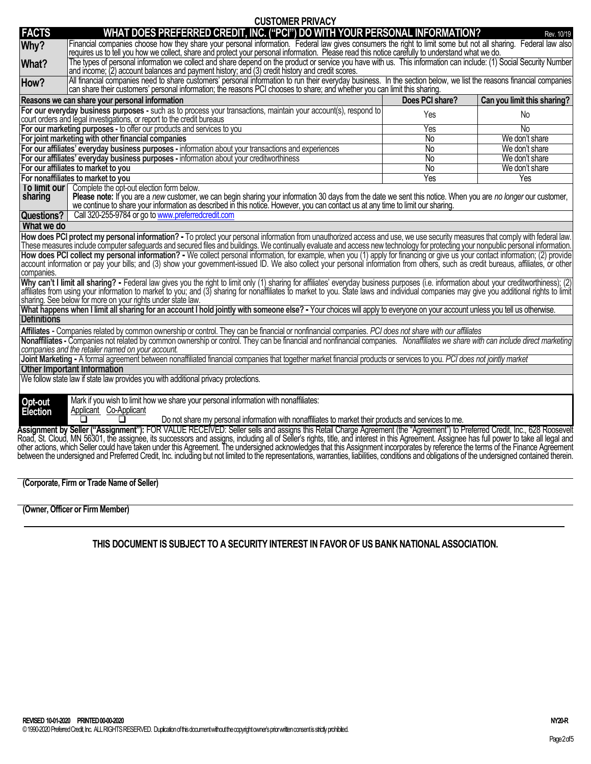## CUSTOMER PRIVACY

| FACTS | WHAT DOES PREFERRED CREDIT, INC. ("PCI") DO WITH YOUR PERSONAL INFORMATION? Rev. 10/19 |
|---|---|
| **Why?** | Financial companies choose how they share your personal information. Federal law gives consumers the right to limit some but not all sharing. Federal law also requires us to tell you how we collect, share and protect your personal information. Please read this notice carefully to understand what we do. |
| **What?** | The types of personal information we collect and share depend on the product or service you have with us. This information can include: (1) Social Security Number and income; (2) account balances and payment history; and (3) credit history and credit scores. |
| **How?** | All financial companies need to share customers' personal information to run their everyday business. In the section below, we list the reasons financial companies can share their customers' personal information; the reasons PCI chooses to share; and whether you can limit this sharing. |

| Reasons we can share your personal information | Does PCI share? | Can you limit this sharing? |
|---|---|---|
| **For our everyday business purposes -** such as to process your transactions, maintain your account(s), respond to court orders and legal investigations, or report to the credit bureaus | Yes | No |
| **For our marketing purposes -** to offer our products and services to you | Yes | No |
| **For joint marketing with other financial companies** | No | We don't share |
| **For our affiliates' everyday business purposes -** information about your transactions and experiences | No | We don't share |
| **For our affiliates' everyday business purposes -** information about your creditworthiness | No | We don't share |
| **For our affiliates to market to you** | No | We don't share |
| **For nonaffiliates to market to you** | Yes | Yes |

| | |
|---|---|
| **To limit our sharing** | Complete the opt-out election form below.<br>**Please note:** If you are a *new* customer, we can begin sharing your information 30 days from the date we sent this notice. When you are *no longer* our customer, we continue to share your information as described in this notice. However, you can contact us at any time to limit our sharing. |
| **Questions?** | Call 320-255-9784 or go to www.preferredcredit.com |

### What we do

**How does PCI protect my personal information? -** To protect your personal information from unauthorized access and use, we use security measures that comply with federal law. These measures include computer safeguards and secured files and buildings. We continually evaluate and access new technology for protecting your nonpublic personal information.

**How does PCI collect my personal information? -** We collect personal information, for example, when you (1) apply for financing or give us your contact information; (2) provide account information or pay your bills; and (3) show your government-issued ID. We also collect your personal information from others, such as credit bureaus, affiliates, or other companies.

**Why can't I limit all sharing? -** Federal law gives you the right to limit only (1) sharing for affiliates' everyday business purposes (i.e. information about your creditworthiness); (2) affiliates from using your information to market to you; and (3) sharing for nonaffiliates to market to you. State laws and individual companies may give you additional rights to limit sharing. See below for more on your rights under state law.

**What happens when I limit all sharing for an account I hold jointly with someone else? -** Your choices will apply to everyone on your account unless you tell us otherwise.

### Definitions

**Affiliates -** Companies related by common ownership or control. They can be financial or nonfinancial companies. *PCI does not share with our affiliates*

**Nonaffiliates -** Companies not related by common ownership or control. They can be financial and nonfinancial companies. *Nonaffiliates we share with can include direct marketing companies and the retailer named on your account.*

**Joint Marketing -** A formal agreement between nonaffiliated financial companies that together market financial products or services to you. *PCI does not jointly market*

### Other Important Information

We follow state law if state law provides you with additional privacy protections.

**Opt-out Election**

Mark if you wish to limit how we share your personal information with nonaffiliates:

Applicant ☐ Co-Applicant ☐ Do not share my personal information with nonaffiliates to market their products and services to me.

**Assignment by Seller ("Assignment"):** FOR VALUE RECEIVED: Seller sells and assigns this Retail Charge Agreement (the "Agreement") to Preferred Credit, Inc., 628 Roosevelt Road, St. Cloud, MN 56301, the assignee, its successors and assigns, including all of Seller's rights, title, and interest in this Agreement. Assignee has full power to take all legal and other actions, which Seller could have taken under this Agreement. The undersigned acknowledges that this Assignment incorporates by reference the terms of the Finance Agreement between the undersigned and Preferred Credit, Inc. including but not limited to the representations, warranties, liabilities, conditions and obligations of the undersigned contained therein.

**(Corporate, Firm or Trade Name of Seller)**

**(Owner, Officer or Firm Member)**

**THIS DOCUMENT IS SUBJECT TO A SECURITY INTEREST IN FAVOR OF US BANK NATIONAL ASSOCIATION.**

REVISED 10-01-2020 PRINTED 00-00-2020 NY20-R

© 1990-2020 Preferred Credit, Inc. ALL RIGHTS RESERVED. Duplication of this document without the copyright owner's prior written consent is strictly prohibited.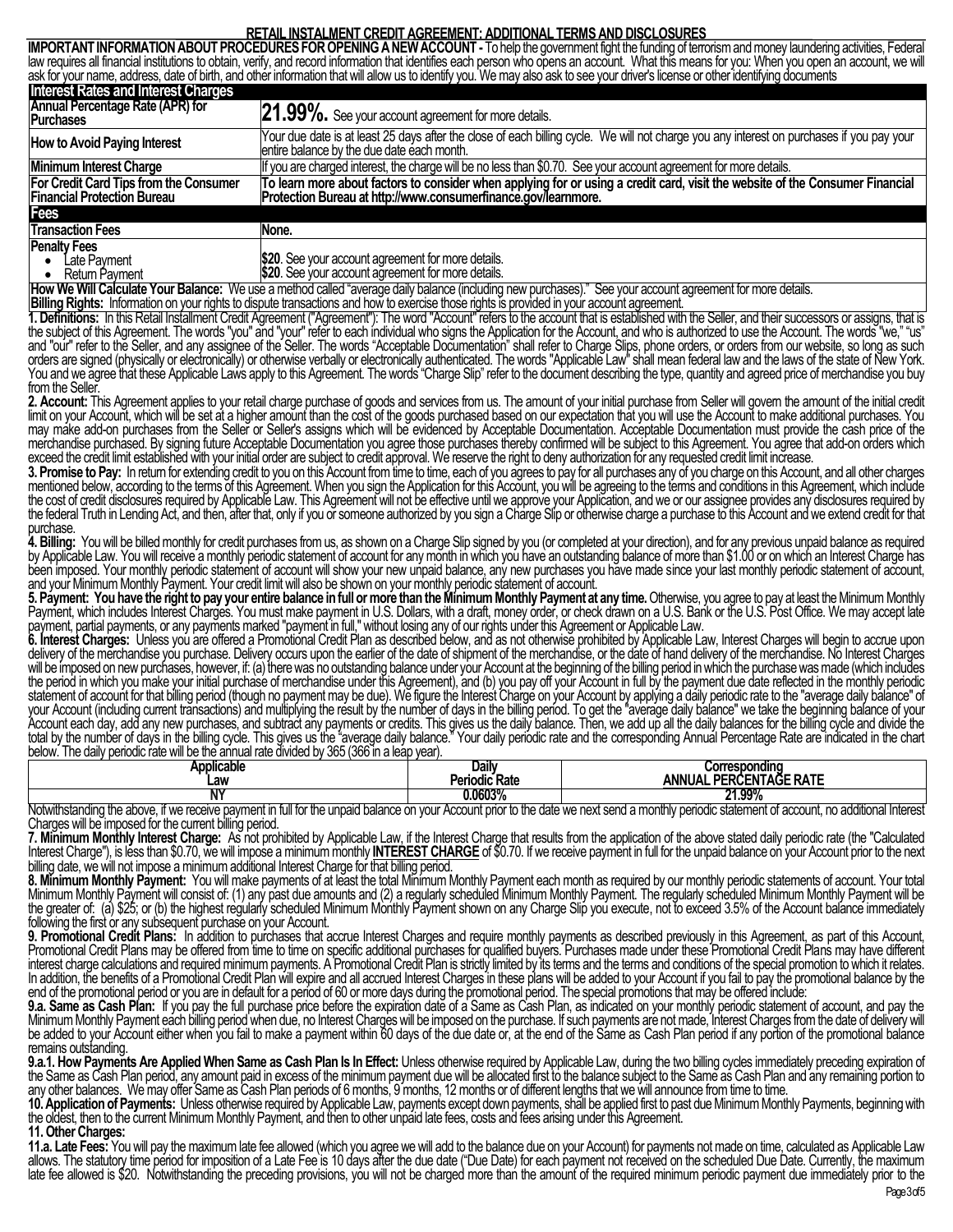## RETAIL INSTALMENT CREDIT AGREEMENT: ADDITIONAL TERMS AND DISCLOSURES

**IMPORTANT INFORMATION ABOUT PROCEDURES FOR OPENING A NEW ACCOUNT -** To help the government fight the funding of terrorism and money laundering activities, Federal law requires all financial institutions to obtain, verify, and record information that identifies each person who opens an account. What this means for you: When you open an account, we will ask for your name, address, date of birth, and other information that will allow us to identify you. We may also ask to see your driver's license or other identifying documents

| **Interest Rates and Interest Charges** | |
|---|---|
| **Annual Percentage Rate (APR) for Purchases** | **21.99%.** See your account agreement for more details. |
| **How to Avoid Paying Interest** | Your due date is at least 25 days after the close of each billing cycle. We will not charge you any interest on purchases if you pay your entire balance by the due date each month. |
| **Minimum Interest Charge** | If you are charged interest, the charge will be no less than $0.70. See your account agreement for more details. |
| **For Credit Card Tips from the Consumer Financial Protection Bureau** | **To learn more about factors to consider when applying for or using a credit card, visit the website of the Consumer Financial Protection Bureau at http://www.consumerfinance.gov/learnmore.** |
| **Fees** | |
| **Transaction Fees** | **None.** |
| **Penalty Fees**<br>• Late Payment<br>• Return Payment | <br>**$20**. See your account agreement for more details.<br>**$20**. See your account agreement for more details. |

**How We Will Calculate Your Balance:** We use a method called "average daily balance (including new purchases)." See your account agreement for more details.

**Billing Rights:** Information on your rights to dispute transactions and how to exercise those rights is provided in your account agreement.

**1. Definitions:** In this Retail Installment Credit Agreement ("Agreement"): The word "Account" refers to the account that is established with the Seller, and their successors or assigns, that is the subject of this Agreement. The words "you" and "your" refer to each individual who signs the Application for the Account, and who is authorized to use the Account. The words "we," "us" and "our" refer to the Seller, and any assignee of the Seller. The words "Acceptable Documentation" shall refer to Charge Slips, phone orders, or orders from our website, so long as such orders are signed (physically or electronically) or otherwise verbally or electronically authenticated. The words "Applicable Law" shall mean federal law and the laws of the state of New York. You and we agree that these Applicable Laws apply to this Agreement. The words "Charge Slip" refer to the document describing the type, quantity and agreed price of merchandise you buy from the Seller.

**2. Account:** This Agreement applies to your retail charge purchase of goods and services from us. The amount of your initial purchase from Seller will govern the amount of the initial credit limit on your Account, which will be set at a higher amount than the cost of the goods purchased based on our expectation that you will use the Account to make additional purchases. You may make add-on purchases from the Seller or Seller's assigns which will be evidenced by Acceptable Documentation. Acceptable Documentation must provide the cash price of the merchandise purchased. By signing future Acceptable Documentation you agree those purchases thereby confirmed will be subject to this Agreement. You agree that add-on orders which exceed the credit limit established with your initial order are subject to credit approval. We reserve the right to deny authorization for any requested credit limit increase.

**3. Promise to Pay:** In return for extending credit to you on this Account from time to time, each of you agrees to pay for all purchases any of you charge on this Account, and all other charges mentioned below, according to the terms of this Agreement. When you sign the Application for this Account, you will be agreeing to the terms and conditions in this Agreement, which include the cost of credit disclosures required by Applicable Law. This Agreement will not be effective until we approve your Application, and we or our assignee provides any disclosures required by the federal Truth in Lending Act, and then, after that, only if you or someone authorized by you sign a Charge Slip or otherwise charge a purchase to this Account and we extend credit for that purchase.

**4. Billing:** You will be billed monthly for credit purchases from us, as shown on a Charge Slip signed by you (or completed at your direction), and for any previous unpaid balance as required by Applicable Law. You will receive a monthly periodic statement of account for any month in which you have an outstanding balance of more than $1.00 or on which an Interest Charge has been imposed. Your monthly periodic statement of account will show your new unpaid balance, any new purchases you have made since your last monthly periodic statement of account, and your Minimum Monthly Payment. Your credit limit will also be shown on your monthly periodic statement of account.

**5. Payment: You have the right to pay your entire balance in full or more than the Minimum Monthly Payment at any time.** Otherwise, you agree to pay at least the Minimum Monthly Payment, which includes Interest Charges. You must make payment in U.S. Dollars, with a draft, money order, or check drawn on a U.S. Bank or the U.S. Post Office. We may accept late payment, partial payments, or any payments marked "payment in full," without losing any of our rights under this Agreement or Applicable Law.

**6. Interest Charges:** Unless you are offered a Promotional Credit Plan as described below, and as not otherwise prohibited by Applicable Law, Interest Charges will begin to accrue upon delivery of the merchandise you purchase. Delivery occurs upon the earlier of the date of shipment of the merchandise, or the date of hand delivery of the merchandise. No Interest Charges will be imposed on new purchases, however, if: (a) there was no outstanding balance under your Account at the beginning of the billing period in which the purchase was made (which includes the period in which you make your initial purchase of merchandise under this Agreement), and (b) you pay off your Account in full by the payment due date reflected in the monthly periodic statement of account for that billing period (though no payment may be due). We figure the Interest Charge on your Account by applying a daily periodic rate to the "average daily balance" of your Account (including current transactions) and multiplying the result by the number of days in the billing period. To get the "average daily balance" we take the beginning balance of your Account each day, add any new purchases, and subtract any payments or credits. This gives us the daily balance. Then, we add up all the daily balances for the billing cycle and divide the total by the number of days in the billing cycle. This gives us the "average daily balance." Your daily periodic rate and the corresponding Annual Percentage Rate are indicated in the chart below. The daily periodic rate will be the annual rate divided by 365 (366 in a leap year).

| Applicable Law | Daily Periodic Rate | Corresponding ANNUAL PERCENTAGE RATE |
|---|---|---|
| NY | 0.0603% | 21.99% |

Notwithstanding the above, if we receive payment in full for the unpaid balance on your Account prior to the date we next send a monthly periodic statement of account, no additional Interest Charges will be imposed for the current billing period.

**7. Minimum Monthly Interest Charge:** As not prohibited by Applicable Law, if the Interest Charge that results from the application of the above stated daily periodic rate (the "Calculated Interest Charge"), is less than $0.70, we will impose a minimum monthly **INTEREST CHARGE** of $0.70. If we receive payment in full for the unpaid balance on your Account prior to the next billing date, we will not impose a minimum additional Interest Charge for that billing period.

**8. Minimum Monthly Payment:** You will make payments of at least the total Minimum Monthly Payment each month as required by our monthly periodic statements of account. Your total Minimum Monthly Payment will consist of: (1) any past due amounts and (2) a regularly scheduled Minimum Monthly Payment. The regularly scheduled Minimum Monthly Payment will be the greater of: (a) $25; or (b) the highest regularly scheduled Minimum Monthly Payment shown on any Charge Slip you execute, not to exceed 3.5% of the Account balance immediately following the first or any subsequent purchase on your Account.

**9. Promotional Credit Plans:** In addition to purchases that accrue Interest Charges and require monthly payments as described previously in this Agreement, as part of this Account, Promotional Credit Plans may be offered from time to time on specific additional purchases for qualified buyers. Purchases made under these Promotional Credit Plans may have different interest charge calculations and required minimum payments. A Promotional Credit Plan is strictly limited by its terms and the terms and conditions of the special promotion to which it relates. In addition, the benefits of a Promotional Credit Plan will expire and all accrued Interest Charges in these plans will be added to your Account if you fail to pay the promotional balance by the end of the promotional period or you are in default for a period of 60 or more days during the promotional period. The special promotions that may be offered include:

**9.a. Same as Cash Plan:** If you pay the full purchase price before the expiration date of a Same as Cash Plan, as indicated on your monthly periodic statement of account, and pay the Minimum Monthly Payment each billing period when due, no Interest Charges will be imposed on the purchase. If such payments are not made, Interest Charges from the date of delivery will be added to your Account either when you fail to make a payment within 60 days of the due date or, at the end of the Same as Cash Plan period if any portion of the promotional balance remains outstanding.

**9.a.1. How Payments Are Applied When Same as Cash Plan Is In Effect:** Unless otherwise required by Applicable Law, during the two billing cycles immediately preceding expiration of the Same as Cash Plan period, any amount paid in excess of the minimum payment due will be allocated first to the balance subject to the Same as Cash Plan and any remaining portion to any other balances. We may offer Same as Cash Plan periods of 6 months, 9 months, 12 months or of different lengths that we will announce from time to time.

**10. Application of Payments:** Unless otherwise required by Applicable Law, payments except down payments, shall be applied first to past due Minimum Monthly Payments, beginning with the oldest, then to the current Minimum Monthly Payment, and then to other unpaid late fees, costs and fees arising under this Agreement.

**11. Other Charges:**

**11.a. Late Fees:** You will pay the maximum late fee allowed (which you agree we will add to the balance due on your Account) for payments not made on time, calculated as Applicable Law allows. The statutory time period for imposition of a Late Fee is 10 days after the due date ("Due Date) for each payment not received on the scheduled Due Date. Currently, the maximum late fee allowed is $20. Notwithstanding the preceding provisions, you will not be charged more than the amount of the required minimum periodic payment due immediately prior to the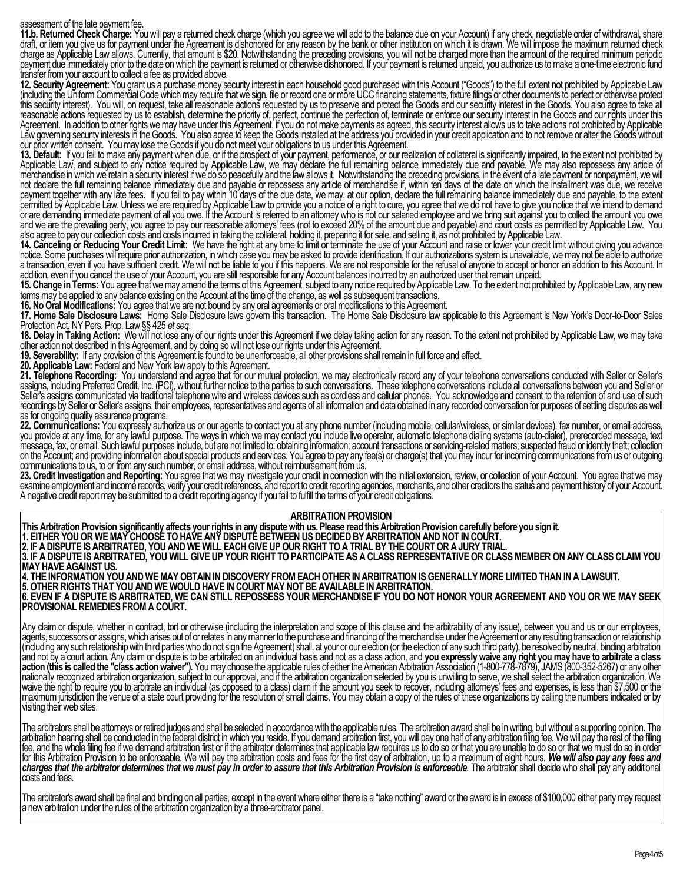assessment of the late payment fee.

**11.b. Returned Check Charge:** You will pay a returned check charge (which you agree we will add to the balance due on your Account) if any check, negotiable order of withdrawal, share draft, or item you give us for payment under the Agreement is dishonored for any reason by the bank or other institution on which it is drawn. We will impose the maximum returned check charge as Applicable Law allows. Currently, that amount is $20. Notwithstanding the preceding provisions, you will not be charged more than the amount of the required minimum periodic payment due immediately prior to the date on which the payment is returned or otherwise dishonored. If your payment is returned unpaid, you authorize us to make a one-time electronic fund transfer from your account to collect a fee as provided above.

**12. Security Agreement:** You grant us a purchase money security interest in each household good purchased with this Account ("Goods") to the full extent not prohibited by Applicable Law (including the Uniform Commercial Code which may require that we sign, file or record one or more UCC financing statements, fixture filings or other documents to perfect or otherwise protect this security interest). You will, on request, take all reasonable actions requested by us to preserve and protect the Goods and our security interest in the Goods. You also agree to take all reasonable actions requested by us to establish, determine the priority of, perfect, continue the perfection of, terminate or enforce our security interest in the Goods and our rights under this Agreement. In addition to other rights we may have under this Agreement, if you do not make payments as agreed, this security interest allows us to take actions not prohibited by Applicable Law governing security interests in the Goods. You also agree to keep the Goods installed at the address you provided in your credit application and to not remove or alter the Goods without our prior written consent. You may lose the Goods if you do not meet your obligations to us under this Agreement.

**13. Default:** If you fail to make any payment when due, or if the prospect of your payment, performance, or our realization of collateral is significantly impaired, to the extent not prohibited by Applicable Law, and subject to any notice required by Applicable Law, we may declare the full remaining balance immediately due and payable. We may also repossess any article of merchandise in which we retain a security interest if we do so peacefully and the law allows it. Notwithstanding the preceding provisions, in the event of a late payment or nonpayment, we will not declare the full remaining balance immediately due and payable or repossess any article of merchandise if, within ten days of the date on which the installment was due, we receive payment together with any late fees. If you fail to pay within 10 days of the due date, we may, at our option, declare the full remaining balance immediately due and payable, to the extent permitted by Applicable Law. Unless we are required by Applicable Law to provide you a notice of a right to cure, you agree that we do not have to give you notice that we intend to demand or are demanding immediate payment of all you owe. If the Account is referred to an attorney who is not our salaried employee and we bring suit against you to collect the amount you owe and we are the prevailing party, you agree to pay our reasonable attorneys' fees (not to exceed 20% of the amount due and payable) and court costs as permitted by Applicable Law. You also agree to pay our collection costs and costs incurred in taking the collateral, holding it, preparing it for sale, and selling it, as not prohibited by Applicable Law.

**14. Canceling or Reducing Your Credit Limit:** We have the right at any time to limit or terminate the use of your Account and raise or lower your credit limit without giving you advance notice. Some purchases will require prior authorization, in which case you may be asked to provide identification. If our authorizations system is unavailable, we may not be able to authorize a transaction, even if you have sufficient credit. We will not be liable to you if this happens. We are not responsible for the refusal of anyone to accept or honor an addition to this Account. In addition, even if you cancel the use of your Account, you are still responsible for any Account balances incurred by an authorized user that remain unpaid.

**15. Change in Terms:** You agree that we may amend the terms of this Agreement, subject to any notice required by Applicable Law. To the extent not prohibited by Applicable Law, any new terms may be applied to any balance existing on the Account at the time of the change, as well as subsequent transactions.

**16. No Oral Modifications:** You agree that we are not bound by any oral agreements or oral modifications to this Agreement.

**17. Home Sale Disclosure Laws:** Home Sale Disclosure laws govern this transaction. The Home Sale Disclosure law applicable to this Agreement is New York's Door-to-Door Sales Protection Act, NY Pers. Prop. Law §§ 425 *et seq*.

**18. Delay in Taking Action:** We will not lose any of our rights under this Agreement if we delay taking action for any reason. To the extent not prohibited by Applicable Law, we may take other action not described in this Agreement, and by doing so will not lose our rights under this Agreement.

**19. Severability:** If any provision of this Agreement is found to be unenforceable, all other provisions shall remain in full force and effect.

**20. Applicable Law:** Federal and New York law apply to this Agreement.

**21. Telephone Recording:** You understand and agree that for our mutual protection, we may electronically record any of your telephone conversations conducted with Seller or Seller's assigns, including Preferred Credit, Inc. (PCI), without further notice to the parties to such conversations. These telephone conversations include all conversations between you and Seller or Seller's assigns communicated via traditional telephone wire and wireless devices such as cordless and cellular phones. You acknowledge and consent to the retention of and use of such recordings by Seller or Seller's assigns, their employees, representatives and agents of all information and data obtained in any recorded conversation for purposes of settling disputes as well as for ongoing quality assurance programs.

**22. Communications:** You expressly authorize us or our agents to contact you at any phone number (including mobile, cellular/wireless, or similar devices), fax number, or email address, you provide at any time, for any lawful purpose. The ways in which we may contact you include live operator, automatic telephone dialing systems (auto-dialer), prerecorded message, text message, fax, or email. Such lawful purposes include, but are not limited to: obtaining information; account transactions or servicing-related matters; suspected fraud or identity theft; collection on the Account; and providing information about special products and services. You agree to pay any fee(s) or charge(s) that you may incur for incoming communications from us or outgoing communications to us, to or from any such number, or email address, without reimbursement from us.

**23. Credit Investigation and Reporting:** You agree that we may investigate your credit in connection with the initial extension, review, or collection of your Account. You agree that we may examine employment and income records, verify your credit references, and report to credit reporting agencies, merchants, and other creditors the status and payment history of your Account. A negative credit report may be submitted to a credit reporting agency if you fail to fulfill the terms of your credit obligations.

## ARBITRATION PROVISION

**This Arbitration Provision significantly affects your rights in any dispute with us. Please read this Arbitration Provision carefully before you sign it.**

**1. EITHER YOU OR WE MAY CHOOSE TO HAVE ANY DISPUTE BETWEEN US DECIDED BY ARBITRATION AND NOT IN COURT.**

**2. IF A DISPUTE IS ARBITRATED, YOU AND WE WILL EACH GIVE UP OUR RIGHT TO A TRIAL BY THE COURT OR A JURY TRIAL.**

**3. IF A DISPUTE IS ARBITRATED, YOU WILL GIVE UP YOUR RIGHT TO PARTICIPATE AS A CLASS REPRESENTATIVE OR CLASS MEMBER ON ANY CLASS CLAIM YOU MAY HAVE AGAINST US.**

**4. THE INFORMATION YOU AND WE MAY OBTAIN IN DISCOVERY FROM EACH OTHER IN ARBITRATION IS GENERALLY MORE LIMITED THAN IN A LAWSUIT.**

**5. OTHER RIGHTS THAT YOU AND WE WOULD HAVE IN COURT MAY NOT BE AVAILABLE IN ARBITRATION.**

**6. EVEN IF A DISPUTE IS ARBITRATED, WE CAN STILL REPOSSESS YOUR MERCHANDISE IF YOU DO NOT HONOR YOUR AGREEMENT AND YOU OR WE MAY SEEK PROVISIONAL REMEDIES FROM A COURT.**

Any claim or dispute, whether in contract, tort or otherwise (including the interpretation and scope of this clause and the arbitrability of any issue), between you and us or our employees, agents, successors or assigns, which arises out of or relates in any manner to the purchase and financing of the merchandise under the Agreement or any resulting transaction or relationship (including any such relationship with third parties who do not sign the Agreement) shall, at your or our election (or the election of any such third party), be resolved by neutral, binding arbitration and not by a court action. Any claim or dispute is to be arbitrated on an individual basis and not as a class action, and **you expressly waive any right you may have to arbitrate a class action (this is called the "class action waiver")**. You may choose the applicable rules of either the American Arbitration Association (1-800-778-7879), JAMS (800-352-5267) or any other nationally recognized arbitration organization, subject to our approval, and if the arbitration organization selected by you is unwilling to serve, we shall select the arbitration organization. We waive the right to require you to arbitrate an individual (as opposed to a class) claim if the amount you seek to recover, including attorneys' fees and expenses, is less than $7,500 or the maximum jurisdiction the venue of a state court providing for the resolution of small claims. You may obtain a copy of the rules of these organizations by calling the numbers indicated or by visiting their web sites.

The arbitrators shall be attorneys or retired judges and shall be selected in accordance with the applicable rules. The arbitration award shall be in writing, but without a supporting opinion. The arbitration hearing shall be conducted in the federal district in which you reside. If you demand arbitration first, you will pay one half of any arbitration filing fee. We will pay the rest of the filing fee, and the whole filing fee if we demand arbitration first or if the arbitrator determines that applicable law requires us to do so or that you are unable to do so or that we must do so in order for this Arbitration Provision to be enforceable. We will pay the arbitration costs and fees for the first day of arbitration, up to a maximum of eight hours. ***We will also pay any fees and charges that the arbitrator determines that we must pay in order to assure that this Arbitration Provision is enforceable***. The arbitrator shall decide who shall pay any additional costs and fees.

The arbitrator's award shall be final and binding on all parties, except in the event where either there is a "take nothing" award or the award is in excess of $100,000 either party may request a new arbitration under the rules of the arbitration organization by a three-arbitrator panel.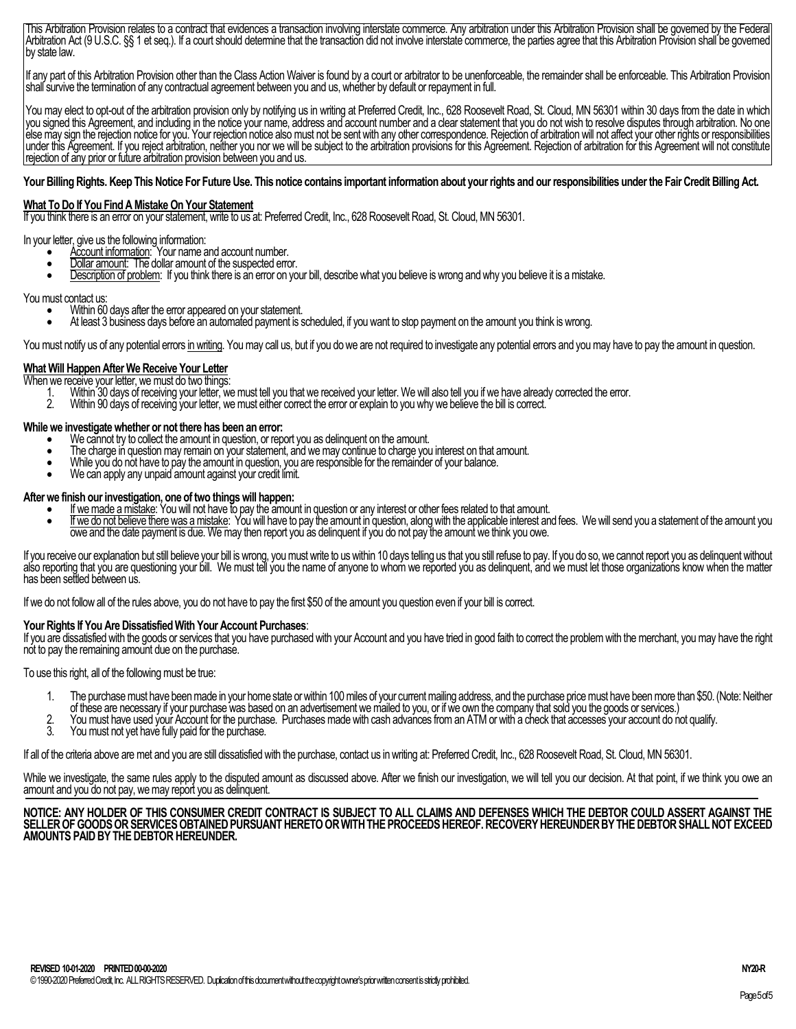This Arbitration Provision relates to a contract that evidences a transaction involving interstate commerce. Any arbitration under this Arbitration Provision shall be governed by the Federal Arbitration Act (9 U.S.C. §§ 1 et seq.). If a court should determine that the transaction did not involve interstate commerce, the parties agree that this Arbitration Provision shall be governed by state law.

If any part of this Arbitration Provision other than the Class Action Waiver is found by a court or arbitrator to be unenforceable, the remainder shall be enforceable. This Arbitration Provision shall survive the termination of any contractual agreement between you and us, whether by default or repayment in full.

You may elect to opt-out of the arbitration provision only by notifying us in writing at Preferred Credit, Inc., 628 Roosevelt Road, St. Cloud, MN 56301 within 30 days from the date in which you signed this Agreement, and including in the notice your name, address and account number and a clear statement that you do not wish to resolve disputes through arbitration. No one else may sign the rejection notice for you. Your rejection notice also must not be sent with any other correspondence. Rejection of arbitration will not affect your other rights or responsibilities under this Agreement. If you reject arbitration, neither you nor we will be subject to the arbitration provisions for this Agreement. Rejection of arbitration for this Agreement will not constitute rejection of any prior or future arbitration provision between you and us.

**Your Billing Rights. Keep This Notice For Future Use. This notice contains important information about your rights and our responsibilities under the Fair Credit Billing Act.**

**What To Do If You Find A Mistake On Your Statement**

If you think there is an error on your statement, write to us at: Preferred Credit, Inc., 628 Roosevelt Road, St. Cloud, MN 56301.

In your letter, give us the following information:

- Account information: Your name and account number.
- Dollar amount: The dollar amount of the suspected error.
- Description of problem: If you think there is an error on your bill, describe what you believe is wrong and why you believe it is a mistake.

You must contact us:

- Within 60 days after the error appeared on your statement.
- At least 3 business days before an automated payment is scheduled, if you want to stop payment on the amount you think is wrong.

You must notify us of any potential errors in writing. You may call us, but if you do we are not required to investigate any potential errors and you may have to pay the amount in question.

**What Will Happen After We Receive Your Letter**

When we receive your letter, we must do two things:

1. Within 30 days of receiving your letter, we must tell you that we received your letter. We will also tell you if we have already corrected the error.
2. Within 90 days of receiving your letter, we must either correct the error or explain to you why we believe the bill is correct.

**While we investigate whether or not there has been an error:**

- We cannot try to collect the amount in question, or report you as delinquent on the amount.
- The charge in question may remain on your statement, and we may continue to charge you interest on that amount.
- While you do not have to pay the amount in question, you are responsible for the remainder of your balance.
- We can apply any unpaid amount against your credit limit.

**After we finish our investigation, one of two things will happen:**

- If we made a mistake: You will not have to pay the amount in question or any interest or other fees related to that amount.
- If we do not believe there was a mistake: You will have to pay the amount in question, along with the applicable interest and fees. We will send you a statement of the amount you owe and the date payment is due. We may then report you as delinquent if you do not pay the amount we think you owe.

If you receive our explanation but still believe your bill is wrong, you must write to us within 10 days telling us that you still refuse to pay. If you do so, we cannot report you as delinquent without also reporting that you are questioning your bill. We must tell you the name of anyone to whom we reported you as delinquent, and we must let those organizations know when the matter has been settled between us.

If we do not follow all of the rules above, you do not have to pay the first $50 of the amount you question even if your bill is correct.

**Your Rights If You Are Dissatisfied With Your Account Purchases**:

If you are dissatisfied with the goods or services that you have purchased with your Account and you have tried in good faith to correct the problem with the merchant, you may have the right not to pay the remaining amount due on the purchase.

To use this right, all of the following must be true:

1. The purchase must have been made in your home state or within 100 miles of your current mailing address, and the purchase price must have been more than $50. (Note: Neither of these are necessary if your purchase was based on an advertisement we mailed to you, or if we own the company that sold you the goods or services.)
2. You must have used your Account for the purchase. Purchases made with cash advances from an ATM or with a check that accesses your account do not qualify.
3. You must not yet have fully paid for the purchase.

If all of the criteria above are met and you are still dissatisfied with the purchase, contact us in writing at: Preferred Credit, Inc., 628 Roosevelt Road, St. Cloud, MN 56301.

While we investigate, the same rules apply to the disputed amount as discussed above. After we finish our investigation, we will tell you our decision. At that point, if we think you owe an amount and you do not pay, we may report you as delinquent.

**NOTICE: ANY HOLDER OF THIS CONSUMER CREDIT CONTRACT IS SUBJECT TO ALL CLAIMS AND DEFENSES WHICH THE DEBTOR COULD ASSERT AGAINST THE SELLER OF GOODS OR SERVICES OBTAINED PURSUANT HERETO OR WITH THE PROCEEDS HEREOF. RECOVERY HEREUNDER BY THE DEBTOR SHALL NOT EXCEED AMOUNTS PAID BY THE DEBTOR HEREUNDER.**

**REVISED 10-01-2020 PRINTED 00-00-2020** **NY20-R**

© 1990-2020 Preferred Credit, Inc. ALL RIGHTS RESERVED. Duplication of this document without the copyright owner's prior written consent is strictly prohibited.